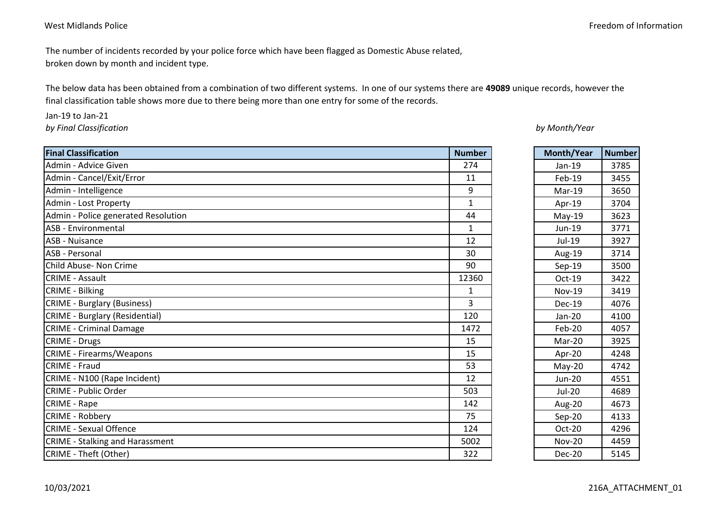The number of incidents recorded by your police force which have been flagged as Domestic Abuse related, broken down by month and incident type.

The below data has been obtained from a combination of two different systems. In one of our systems there are **49089** unique records, however the final classification table shows more due to there being more than one entry for some of the records.

Jan-19 to Jan-21

*by Final Classification*

| Final Classification | Number |
|---|---|
| Admin - Advice Given | 274 |
| Admin - Cancel/Exit/Error | 11 |
| Admin - Intelligence | 9 |
| Admin - Lost Property | 1 |
| Admin - Police generated Resolution | 44 |
| ASB - Environmental | 1 |
| ASB - Nuisance | 12 |
| ASB - Personal | 30 |
| Child Abuse- Non Crime | 90 |
| CRIME - Assault | 12360 |
| CRIME - Bilking | 1 |
| CRIME - Burglary (Business) | 3 |
| CRIME - Burglary (Residential) | 120 |
| CRIME - Criminal Damage | 1472 |
| CRIME - Drugs | 15 |
| CRIME - Firearms/Weapons | 15 |
| CRIME - Fraud | 53 |
| CRIME - N100 (Rape Incident) | 12 |
| CRIME - Public Order | 503 |
| CRIME - Rape | 142 |
| CRIME - Robbery | 75 |
| CRIME - Sexual Offence | 124 |
| CRIME - Stalking and Harassment | 5002 |
| CRIME - Theft (Other) | 322 |

*by Month/Year*

| Month/Year | Number |
|---|---|
| Jan-19 | 3785 |
| Feb-19 | 3455 |
| Mar-19 | 3650 |
| Apr-19 | 3704 |
| May-19 | 3623 |
| Jun-19 | 3771 |
| Jul-19 | 3927 |
| Aug-19 | 3714 |
| Sep-19 | 3500 |
| Oct-19 | 3422 |
| Nov-19 | 3419 |
| Dec-19 | 4076 |
| Jan-20 | 4100 |
| Feb-20 | 4057 |
| Mar-20 | 3925 |
| Apr-20 | 4248 |
| May-20 | 4742 |
| Jun-20 | 4551 |
| Jul-20 | 4689 |
| Aug-20 | 4673 |
| Sep-20 | 4133 |
| Oct-20 | 4296 |
| Nov-20 | 4459 |
| Dec-20 | 5145 |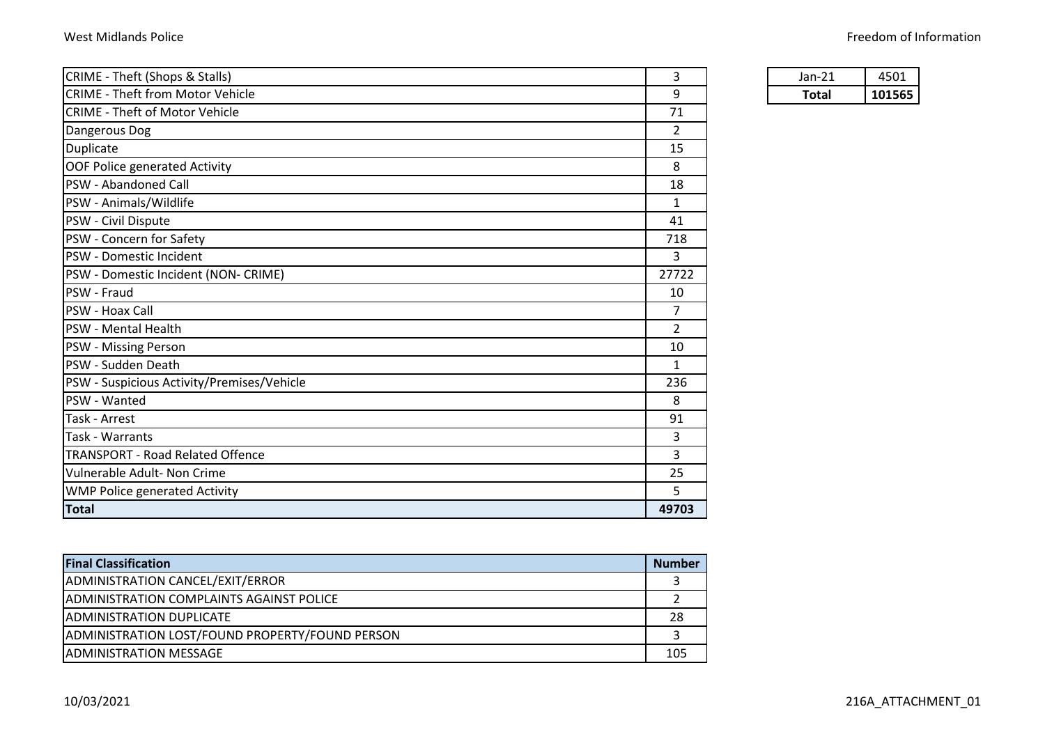| | |
|---|---|
| CRIME - Theft (Shops & Stalls) | 3 |
| CRIME - Theft from Motor Vehicle | 9 |
| CRIME - Theft of Motor Vehicle | 71 |
| Dangerous Dog | 2 |
| Duplicate | 15 |
| OOF Police generated Activity | 8 |
| PSW - Abandoned Call | 18 |
| PSW - Animals/Wildlife | 1 |
| PSW - Civil Dispute | 41 |
| PSW - Concern for Safety | 718 |
| PSW - Domestic Incident | 3 |
| PSW - Domestic Incident (NON- CRIME) | 27722 |
| PSW - Fraud | 10 |
| PSW - Hoax Call | 7 |
| PSW - Mental Health | 2 |
| PSW - Missing Person | 10 |
| PSW - Sudden Death | 1 |
| PSW - Suspicious Activity/Premises/Vehicle | 236 |
| PSW - Wanted | 8 |
| Task - Arrest | 91 |
| Task - Warrants | 3 |
| TRANSPORT - Road Related Offence | 3 |
| Vulnerable Adult- Non Crime | 25 |
| WMP Police generated Activity | 5 |
| **Total** | **49703** |

| | |
|---|---|
| Jan-21 | 4501 |
| **Total** | **101565** |

| Final Classification | Number |
|---|---|
| ADMINISTRATION CANCEL/EXIT/ERROR | 3 |
| ADMINISTRATION COMPLAINTS AGAINST POLICE | 2 |
| ADMINISTRATION DUPLICATE | 28 |
| ADMINISTRATION LOST/FOUND PROPERTY/FOUND PERSON | 3 |
| ADMINISTRATION MESSAGE | 105 |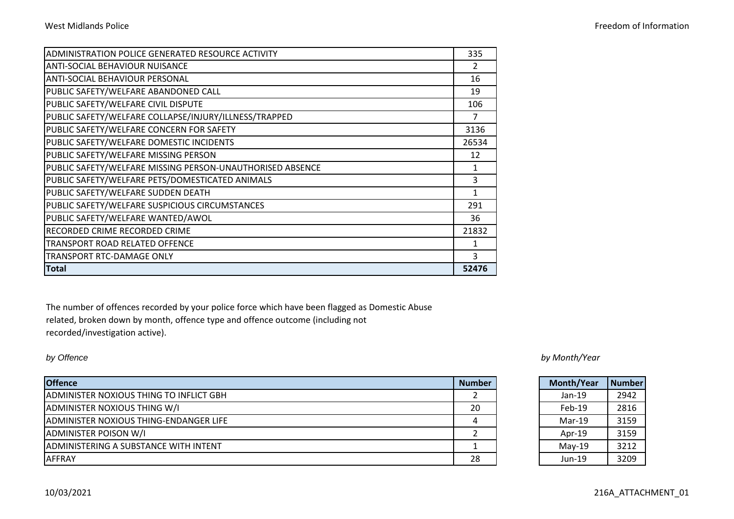| | |
|---|---|
| ADMINISTRATION POLICE GENERATED RESOURCE ACTIVITY | 335 |
| ANTI-SOCIAL BEHAVIOUR NUISANCE | 2 |
| ANTI-SOCIAL BEHAVIOUR PERSONAL | 16 |
| PUBLIC SAFETY/WELFARE ABANDONED CALL | 19 |
| PUBLIC SAFETY/WELFARE CIVIL DISPUTE | 106 |
| PUBLIC SAFETY/WELFARE COLLAPSE/INJURY/ILLNESS/TRAPPED | 7 |
| PUBLIC SAFETY/WELFARE CONCERN FOR SAFETY | 3136 |
| PUBLIC SAFETY/WELFARE DOMESTIC INCIDENTS | 26534 |
| PUBLIC SAFETY/WELFARE MISSING PERSON | 12 |
| PUBLIC SAFETY/WELFARE MISSING PERSON-UNAUTHORISED ABSENCE | 1 |
| PUBLIC SAFETY/WELFARE PETS/DOMESTICATED ANIMALS | 3 |
| PUBLIC SAFETY/WELFARE SUDDEN DEATH | 1 |
| PUBLIC SAFETY/WELFARE SUSPICIOUS CIRCUMSTANCES | 291 |
| PUBLIC SAFETY/WELFARE WANTED/AWOL | 36 |
| RECORDED CRIME RECORDED CRIME | 21832 |
| TRANSPORT ROAD RELATED OFFENCE | 1 |
| TRANSPORT RTC-DAMAGE ONLY | 3 |
| **Total** | **52476** |

The number of offences recorded by your police force which have been flagged as Domestic Abuse related, broken down by month, offence type and offence outcome (including not recorded/investigation active).

*by Offence*

| Offence | Number |
|---|---|
| ADMINISTER NOXIOUS THING TO INFLICT GBH | 2 |
| ADMINISTER NOXIOUS THING W/I | 20 |
| ADMINISTER NOXIOUS THING-ENDANGER LIFE | 4 |
| ADMINISTER POISON W/I | 2 |
| ADMINISTERING A SUBSTANCE WITH INTENT | 1 |
| AFFRAY | 28 |

*by Month/Year*

| Month/Year | Number |
|---|---|
| Jan-19 | 2942 |
| Feb-19 | 2816 |
| Mar-19 | 3159 |
| Apr-19 | 3159 |
| May-19 | 3212 |
| Jun-19 | 3209 |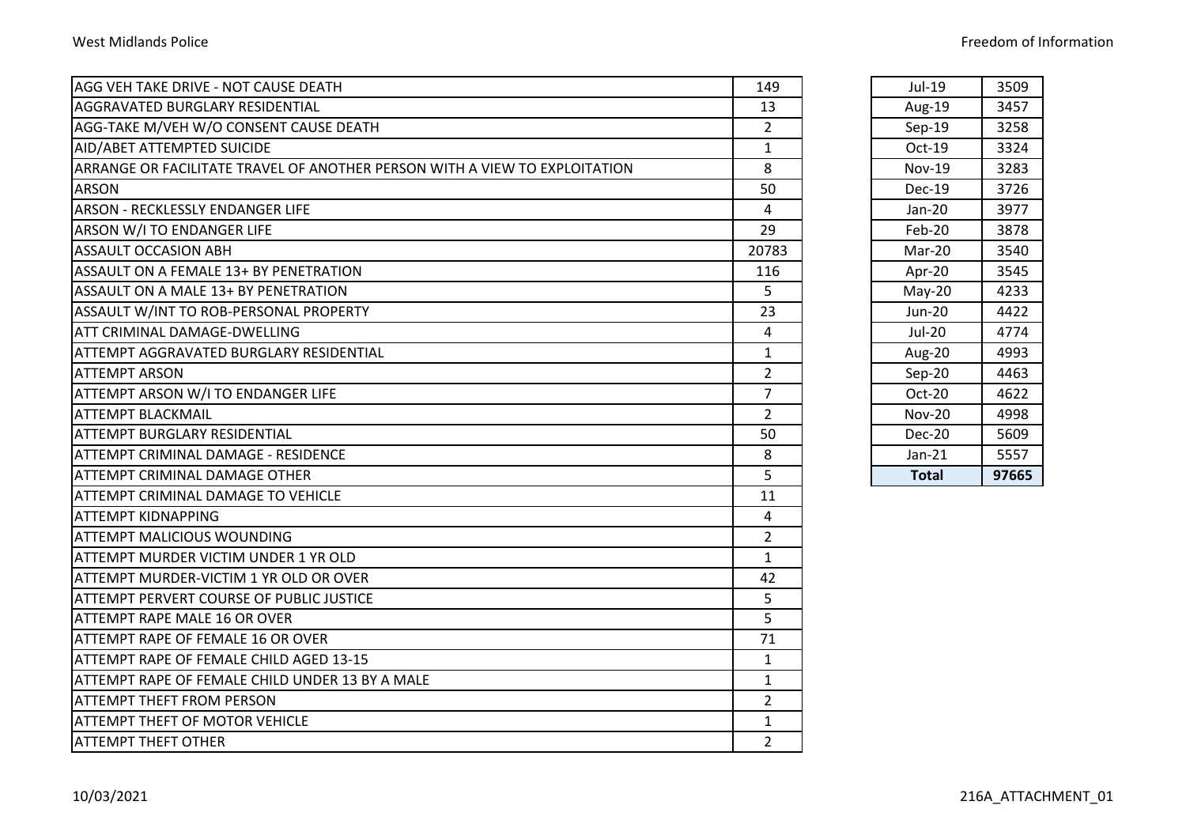| AGG VEH TAKE DRIVE - NOT CAUSE DEATH | 149 |
|---|---|
| AGGRAVATED BURGLARY RESIDENTIAL | 13 |
| AGG-TAKE M/VEH W/O CONSENT CAUSE DEATH | 2 |
| AID/ABET ATTEMPTED SUICIDE | 1 |
| ARRANGE OR FACILITATE TRAVEL OF ANOTHER PERSON WITH A VIEW TO EXPLOITATION | 8 |
| ARSON | 50 |
| ARSON - RECKLESSLY ENDANGER LIFE | 4 |
| ARSON W/I TO ENDANGER LIFE | 29 |
| ASSAULT OCCASION ABH | 20783 |
| ASSAULT ON A FEMALE 13+ BY PENETRATION | 116 |
| ASSAULT ON A MALE 13+ BY PENETRATION | 5 |
| ASSAULT W/INT TO ROB-PERSONAL PROPERTY | 23 |
| ATT CRIMINAL DAMAGE-DWELLING | 4 |
| ATTEMPT AGGRAVATED BURGLARY RESIDENTIAL | 1 |
| ATTEMPT ARSON | 2 |
| ATTEMPT ARSON W/I TO ENDANGER LIFE | 7 |
| ATTEMPT BLACKMAIL | 2 |
| ATTEMPT BURGLARY RESIDENTIAL | 50 |
| ATTEMPT CRIMINAL DAMAGE - RESIDENCE | 8 |
| ATTEMPT CRIMINAL DAMAGE OTHER | 5 |
| ATTEMPT CRIMINAL DAMAGE TO VEHICLE | 11 |
| ATTEMPT KIDNAPPING | 4 |
| ATTEMPT MALICIOUS WOUNDING | 2 |
| ATTEMPT MURDER VICTIM UNDER 1 YR OLD | 1 |
| ATTEMPT MURDER-VICTIM 1 YR OLD OR OVER | 42 |
| ATTEMPT PERVERT COURSE OF PUBLIC JUSTICE | 5 |
| ATTEMPT RAPE MALE 16 OR OVER | 5 |
| ATTEMPT RAPE OF FEMALE 16 OR OVER | 71 |
| ATTEMPT RAPE OF FEMALE CHILD AGED 13-15 | 1 |
| ATTEMPT RAPE OF FEMALE CHILD UNDER 13 BY A MALE | 1 |
| ATTEMPT THEFT FROM PERSON | 2 |
| ATTEMPT THEFT OF MOTOR VEHICLE | 1 |
| ATTEMPT THEFT OTHER | 2 |

| Jul-19 | 3509 |
|---|---|
| Aug-19 | 3457 |
| Sep-19 | 3258 |
| Oct-19 | 3324 |
| Nov-19 | 3283 |
| Dec-19 | 3726 |
| Jan-20 | 3977 |
| Feb-20 | 3878 |
| Mar-20 | 3540 |
| Apr-20 | 3545 |
| May-20 | 4233 |
| Jun-20 | 4422 |
| Jul-20 | 4774 |
| Aug-20 | 4993 |
| Sep-20 | 4463 |
| Oct-20 | 4622 |
| Nov-20 | 4998 |
| Dec-20 | 5609 |
| Jan-21 | 5557 |
| **Total** | **97665** |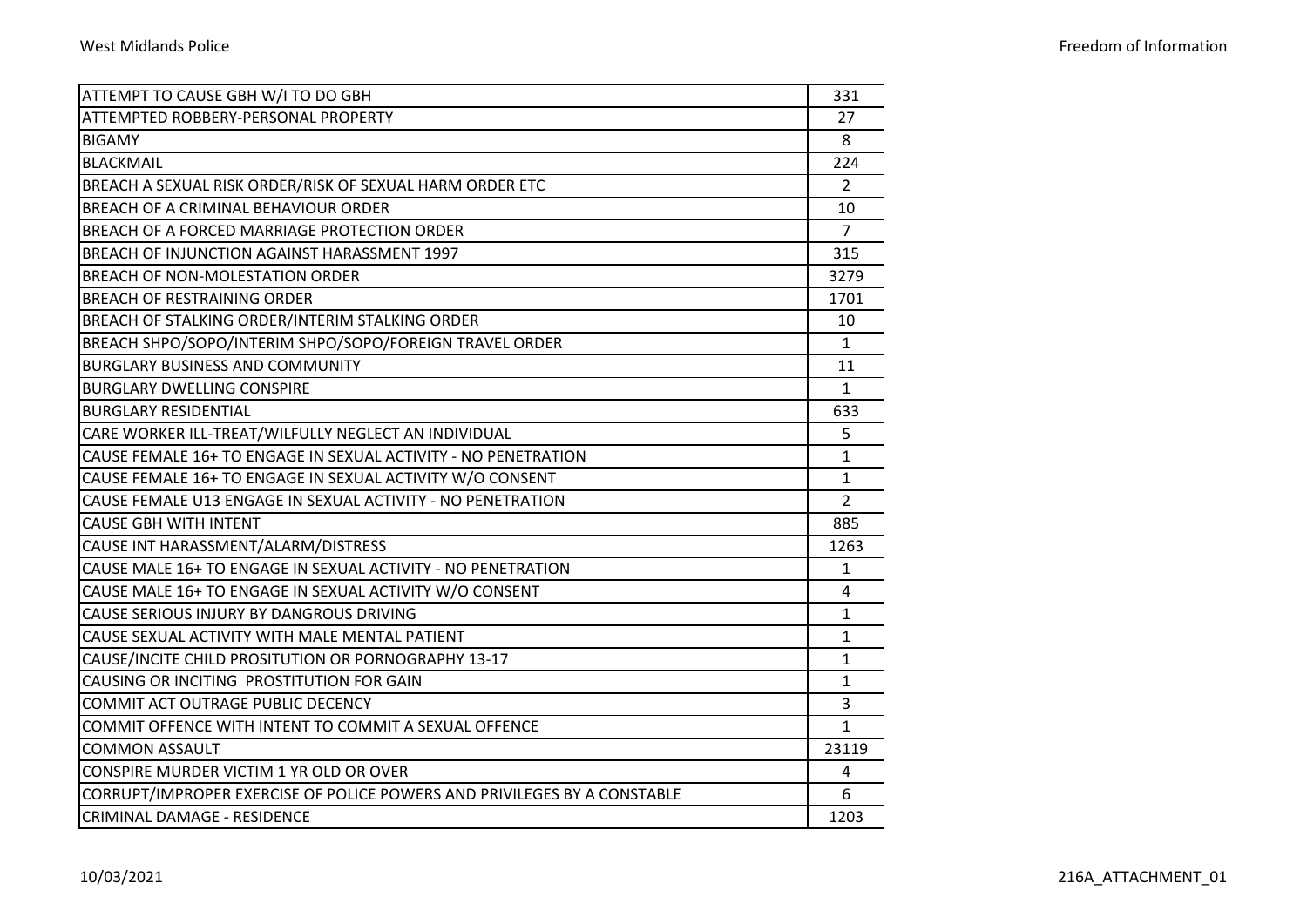| | |
|---|---|
| ATTEMPT TO CAUSE GBH W/I TO DO GBH | 331 |
| ATTEMPTED ROBBERY-PERSONAL PROPERTY | 27 |
| BIGAMY | 8 |
| BLACKMAIL | 224 |
| BREACH A SEXUAL RISK ORDER/RISK OF SEXUAL HARM ORDER ETC | 2 |
| BREACH OF A CRIMINAL BEHAVIOUR ORDER | 10 |
| BREACH OF A FORCED MARRIAGE PROTECTION ORDER | 7 |
| BREACH OF INJUNCTION AGAINST HARASSMENT 1997 | 315 |
| BREACH OF NON-MOLESTATION ORDER | 3279 |
| BREACH OF RESTRAINING ORDER | 1701 |
| BREACH OF STALKING ORDER/INTERIM STALKING ORDER | 10 |
| BREACH SHPO/SOPO/INTERIM SHPO/SOPO/FOREIGN TRAVEL ORDER | 1 |
| BURGLARY BUSINESS AND COMMUNITY | 11 |
| BURGLARY DWELLING CONSPIRE | 1 |
| BURGLARY RESIDENTIAL | 633 |
| CARE WORKER ILL-TREAT/WILFULLY NEGLECT AN INDIVIDUAL | 5 |
| CAUSE FEMALE 16+ TO ENGAGE IN SEXUAL ACTIVITY - NO PENETRATION | 1 |
| CAUSE FEMALE 16+ TO ENGAGE IN SEXUAL ACTIVITY W/O CONSENT | 1 |
| CAUSE FEMALE U13 ENGAGE IN SEXUAL ACTIVITY - NO PENETRATION | 2 |
| CAUSE GBH WITH INTENT | 885 |
| CAUSE INT HARASSMENT/ALARM/DISTRESS | 1263 |
| CAUSE MALE 16+ TO ENGAGE IN SEXUAL ACTIVITY - NO PENETRATION | 1 |
| CAUSE MALE 16+ TO ENGAGE IN SEXUAL ACTIVITY W/O CONSENT | 4 |
| CAUSE SERIOUS INJURY BY DANGROUS DRIVING | 1 |
| CAUSE SEXUAL ACTIVITY WITH MALE MENTAL PATIENT | 1 |
| CAUSE/INCITE CHILD PROSITUTION OR PORNOGRAPHY 13-17 | 1 |
| CAUSING OR INCITING PROSTITUTION FOR GAIN | 1 |
| COMMIT ACT OUTRAGE PUBLIC DECENCY | 3 |
| COMMIT OFFENCE WITH INTENT TO COMMIT A SEXUAL OFFENCE | 1 |
| COMMON ASSAULT | 23119 |
| CONSPIRE MURDER VICTIM 1 YR OLD OR OVER | 4 |
| CORRUPT/IMPROPER EXERCISE OF POLICE POWERS AND PRIVILEGES BY A CONSTABLE | 6 |
| CRIMINAL DAMAGE - RESIDENCE | 1203 |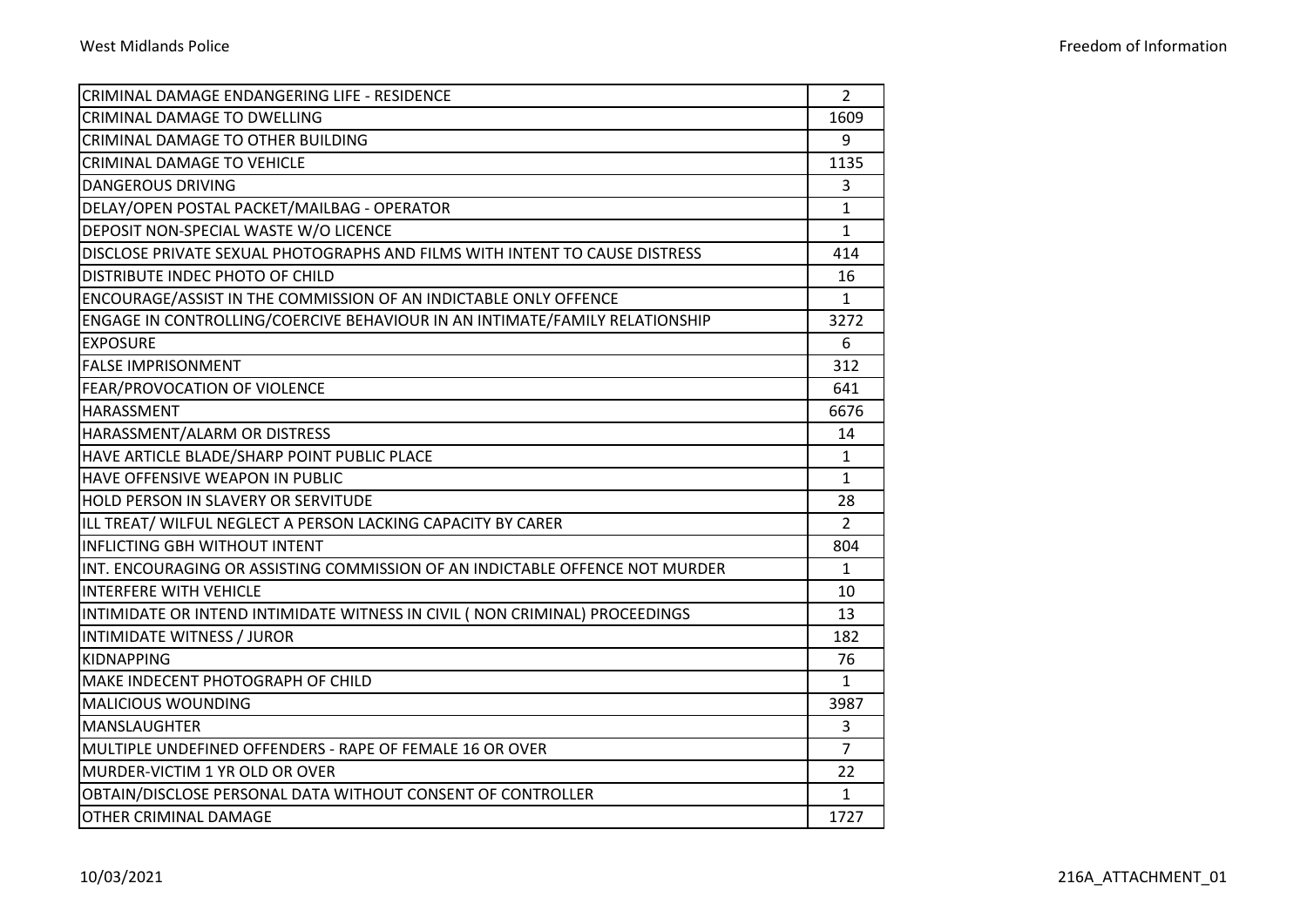| | |
|---|---|
| CRIMINAL DAMAGE ENDANGERING LIFE - RESIDENCE | 2 |
| CRIMINAL DAMAGE TO DWELLING | 1609 |
| CRIMINAL DAMAGE TO OTHER BUILDING | 9 |
| CRIMINAL DAMAGE TO VEHICLE | 1135 |
| DANGEROUS DRIVING | 3 |
| DELAY/OPEN POSTAL PACKET/MAILBAG - OPERATOR | 1 |
| DEPOSIT NON-SPECIAL WASTE W/O LICENCE | 1 |
| DISCLOSE PRIVATE SEXUAL PHOTOGRAPHS AND FILMS WITH INTENT TO CAUSE DISTRESS | 414 |
| DISTRIBUTE INDEC PHOTO OF CHILD | 16 |
| ENCOURAGE/ASSIST IN THE COMMISSION OF AN INDICTABLE ONLY OFFENCE | 1 |
| ENGAGE IN CONTROLLING/COERCIVE BEHAVIOUR IN AN INTIMATE/FAMILY RELATIONSHIP | 3272 |
| EXPOSURE | 6 |
| FALSE IMPRISONMENT | 312 |
| FEAR/PROVOCATION OF VIOLENCE | 641 |
| HARASSMENT | 6676 |
| HARASSMENT/ALARM OR DISTRESS | 14 |
| HAVE ARTICLE BLADE/SHARP POINT PUBLIC PLACE | 1 |
| HAVE OFFENSIVE WEAPON IN PUBLIC | 1 |
| HOLD PERSON IN SLAVERY OR SERVITUDE | 28 |
| ILL TREAT/ WILFUL NEGLECT A PERSON LACKING CAPACITY BY CARER | 2 |
| INFLICTING GBH WITHOUT INTENT | 804 |
| INT. ENCOURAGING OR ASSISTING COMMISSION OF AN INDICTABLE OFFENCE NOT MURDER | 1 |
| INTERFERE WITH VEHICLE | 10 |
| INTIMIDATE OR INTEND INTIMIDATE WITNESS IN CIVIL ( NON CRIMINAL) PROCEEDINGS | 13 |
| INTIMIDATE WITNESS / JUROR | 182 |
| KIDNAPPING | 76 |
| MAKE INDECENT PHOTOGRAPH OF CHILD | 1 |
| MALICIOUS WOUNDING | 3987 |
| MANSLAUGHTER | 3 |
| MULTIPLE UNDEFINED OFFENDERS - RAPE OF FEMALE 16 OR OVER | 7 |
| MURDER-VICTIM 1 YR OLD OR OVER | 22 |
| OBTAIN/DISCLOSE PERSONAL DATA WITHOUT CONSENT OF CONTROLLER | 1 |
| OTHER CRIMINAL DAMAGE | 1727 |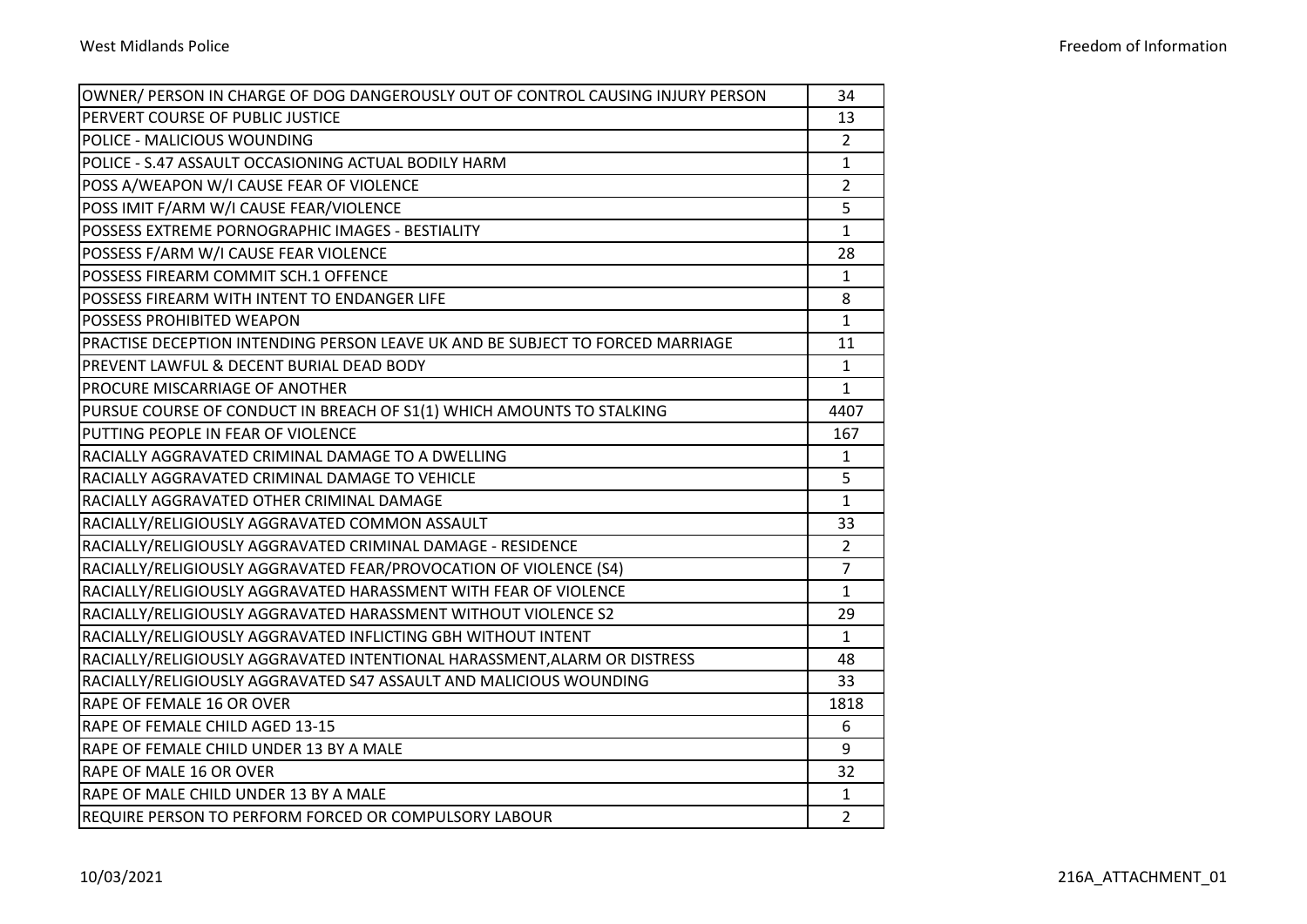| | |
|---|---|
| OWNER/ PERSON IN CHARGE OF DOG DANGEROUSLY OUT OF CONTROL CAUSING INJURY PERSON | 34 |
| PERVERT COURSE OF PUBLIC JUSTICE | 13 |
| POLICE - MALICIOUS WOUNDING | 2 |
| POLICE - S.47 ASSAULT OCCASIONING ACTUAL BODILY HARM | 1 |
| POSS A/WEAPON W/I CAUSE FEAR OF VIOLENCE | 2 |
| POSS IMIT F/ARM W/I CAUSE FEAR/VIOLENCE | 5 |
| POSSESS EXTREME PORNOGRAPHIC IMAGES - BESTIALITY | 1 |
| POSSESS F/ARM W/I CAUSE FEAR VIOLENCE | 28 |
| POSSESS FIREARM COMMIT SCH.1 OFFENCE | 1 |
| POSSESS FIREARM WITH INTENT TO ENDANGER LIFE | 8 |
| POSSESS PROHIBITED WEAPON | 1 |
| PRACTISE DECEPTION INTENDING PERSON LEAVE UK AND BE SUBJECT TO FORCED MARRIAGE | 11 |
| PREVENT LAWFUL & DECENT BURIAL DEAD BODY | 1 |
| PROCURE MISCARRIAGE OF ANOTHER | 1 |
| PURSUE COURSE OF CONDUCT IN BREACH OF S1(1) WHICH AMOUNTS TO STALKING | 4407 |
| PUTTING PEOPLE IN FEAR OF VIOLENCE | 167 |
| RACIALLY AGGRAVATED CRIMINAL DAMAGE TO A DWELLING | 1 |
| RACIALLY AGGRAVATED CRIMINAL DAMAGE TO VEHICLE | 5 |
| RACIALLY AGGRAVATED OTHER CRIMINAL DAMAGE | 1 |
| RACIALLY/RELIGIOUSLY AGGRAVATED COMMON ASSAULT | 33 |
| RACIALLY/RELIGIOUSLY AGGRAVATED CRIMINAL DAMAGE - RESIDENCE | 2 |
| RACIALLY/RELIGIOUSLY AGGRAVATED FEAR/PROVOCATION OF VIOLENCE (S4) | 7 |
| RACIALLY/RELIGIOUSLY AGGRAVATED HARASSMENT WITH FEAR OF VIOLENCE | 1 |
| RACIALLY/RELIGIOUSLY AGGRAVATED HARASSMENT WITHOUT VIOLENCE S2 | 29 |
| RACIALLY/RELIGIOUSLY AGGRAVATED INFLICTING GBH WITHOUT INTENT | 1 |
| RACIALLY/RELIGIOUSLY AGGRAVATED INTENTIONAL HARASSMENT,ALARM OR DISTRESS | 48 |
| RACIALLY/RELIGIOUSLY AGGRAVATED S47 ASSAULT AND MALICIOUS WOUNDING | 33 |
| RAPE OF FEMALE 16 OR OVER | 1818 |
| RAPE OF FEMALE CHILD AGED 13-15 | 6 |
| RAPE OF FEMALE CHILD UNDER 13 BY A MALE | 9 |
| RAPE OF MALE 16 OR OVER | 32 |
| RAPE OF MALE CHILD UNDER 13 BY A MALE | 1 |
| REQUIRE PERSON TO PERFORM FORCED OR COMPULSORY LABOUR | 2 |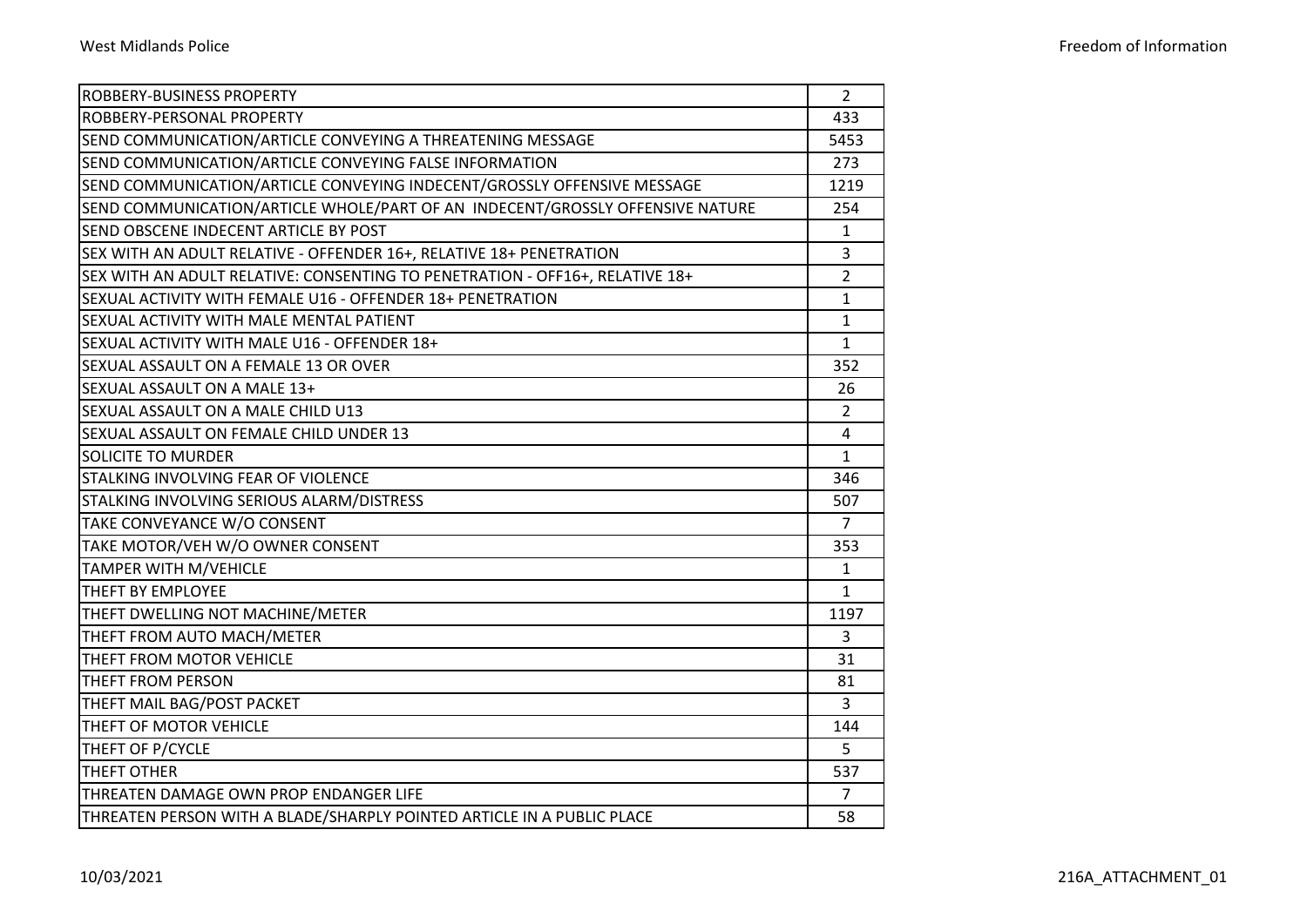| ROBBERY-BUSINESS PROPERTY | 2 |
|---|---|
| ROBBERY-PERSONAL PROPERTY | 433 |
| SEND COMMUNICATION/ARTICLE CONVEYING A THREATENING MESSAGE | 5453 |
| SEND COMMUNICATION/ARTICLE CONVEYING FALSE INFORMATION | 273 |
| SEND COMMUNICATION/ARTICLE CONVEYING INDECENT/GROSSLY OFFENSIVE MESSAGE | 1219 |
| SEND COMMUNICATION/ARTICLE WHOLE/PART OF AN INDECENT/GROSSLY OFFENSIVE NATURE | 254 |
| SEND OBSCENE INDECENT ARTICLE BY POST | 1 |
| SEX WITH AN ADULT RELATIVE - OFFENDER 16+, RELATIVE 18+ PENETRATION | 3 |
| SEX WITH AN ADULT RELATIVE: CONSENTING TO PENETRATION - OFF16+, RELATIVE 18+ | 2 |
| SEXUAL ACTIVITY WITH FEMALE U16 - OFFENDER 18+ PENETRATION | 1 |
| SEXUAL ACTIVITY WITH MALE MENTAL PATIENT | 1 |
| SEXUAL ACTIVITY WITH MALE U16 - OFFENDER 18+ | 1 |
| SEXUAL ASSAULT ON A FEMALE 13 OR OVER | 352 |
| SEXUAL ASSAULT ON A MALE 13+ | 26 |
| SEXUAL ASSAULT ON A MALE CHILD U13 | 2 |
| SEXUAL ASSAULT ON FEMALE CHILD UNDER 13 | 4 |
| SOLICITE TO MURDER | 1 |
| STALKING INVOLVING FEAR OF VIOLENCE | 346 |
| STALKING INVOLVING SERIOUS ALARM/DISTRESS | 507 |
| TAKE CONVEYANCE W/O CONSENT | 7 |
| TAKE MOTOR/VEH W/O OWNER CONSENT | 353 |
| TAMPER WITH M/VEHICLE | 1 |
| THEFT BY EMPLOYEE | 1 |
| THEFT DWELLING NOT MACHINE/METER | 1197 |
| THEFT FROM AUTO MACH/METER | 3 |
| THEFT FROM MOTOR VEHICLE | 31 |
| THEFT FROM PERSON | 81 |
| THEFT MAIL BAG/POST PACKET | 3 |
| THEFT OF MOTOR VEHICLE | 144 |
| THEFT OF P/CYCLE | 5 |
| THEFT OTHER | 537 |
| THREATEN DAMAGE OWN PROP ENDANGER LIFE | 7 |
| THREATEN PERSON WITH A BLADE/SHARPLY POINTED ARTICLE IN A PUBLIC PLACE | 58 |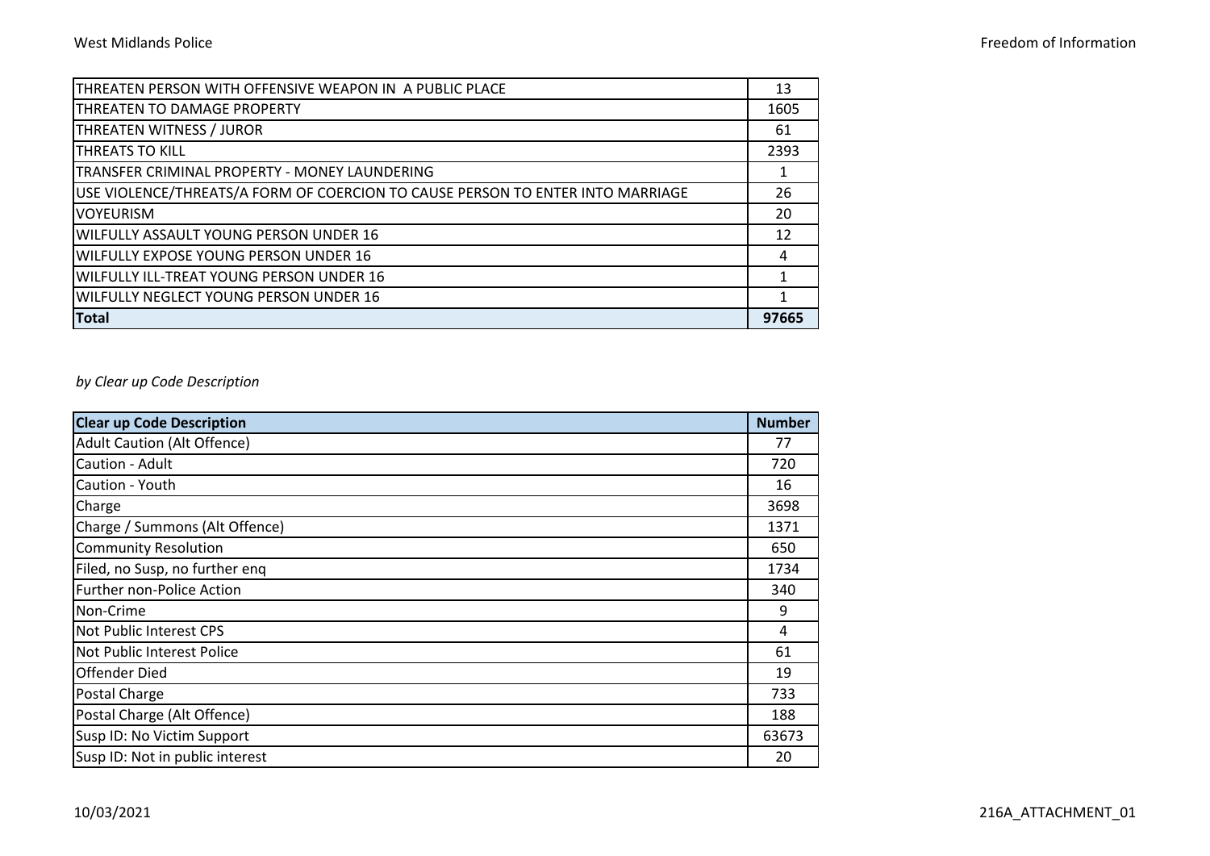| | |
|---|---|
| THREATEN PERSON WITH OFFENSIVE WEAPON IN A PUBLIC PLACE | 13 |
| THREATEN TO DAMAGE PROPERTY | 1605 |
| THREATEN WITNESS / JUROR | 61 |
| THREATS TO KILL | 2393 |
| TRANSFER CRIMINAL PROPERTY - MONEY LAUNDERING | 1 |
| USE VIOLENCE/THREATS/A FORM OF COERCION TO CAUSE PERSON TO ENTER INTO MARRIAGE | 26 |
| VOYEURISM | 20 |
| WILFULLY ASSAULT YOUNG PERSON UNDER 16 | 12 |
| WILFULLY EXPOSE YOUNG PERSON UNDER 16 | 4 |
| WILFULLY ILL-TREAT YOUNG PERSON UNDER 16 | 1 |
| WILFULLY NEGLECT YOUNG PERSON UNDER 16 | 1 |
| **Total** | **97665** |

*by Clear up Code Description*

| Clear up Code Description | Number |
|---|---|
| Adult Caution (Alt Offence) | 77 |
| Caution - Adult | 720 |
| Caution - Youth | 16 |
| Charge | 3698 |
| Charge / Summons (Alt Offence) | 1371 |
| Community Resolution | 650 |
| Filed, no Susp, no further enq | 1734 |
| Further non-Police Action | 340 |
| Non-Crime | 9 |
| Not Public Interest CPS | 4 |
| Not Public Interest Police | 61 |
| Offender Died | 19 |
| Postal Charge | 733 |
| Postal Charge (Alt Offence) | 188 |
| Susp ID: No Victim Support | 63673 |
| Susp ID: Not in public interest | 20 |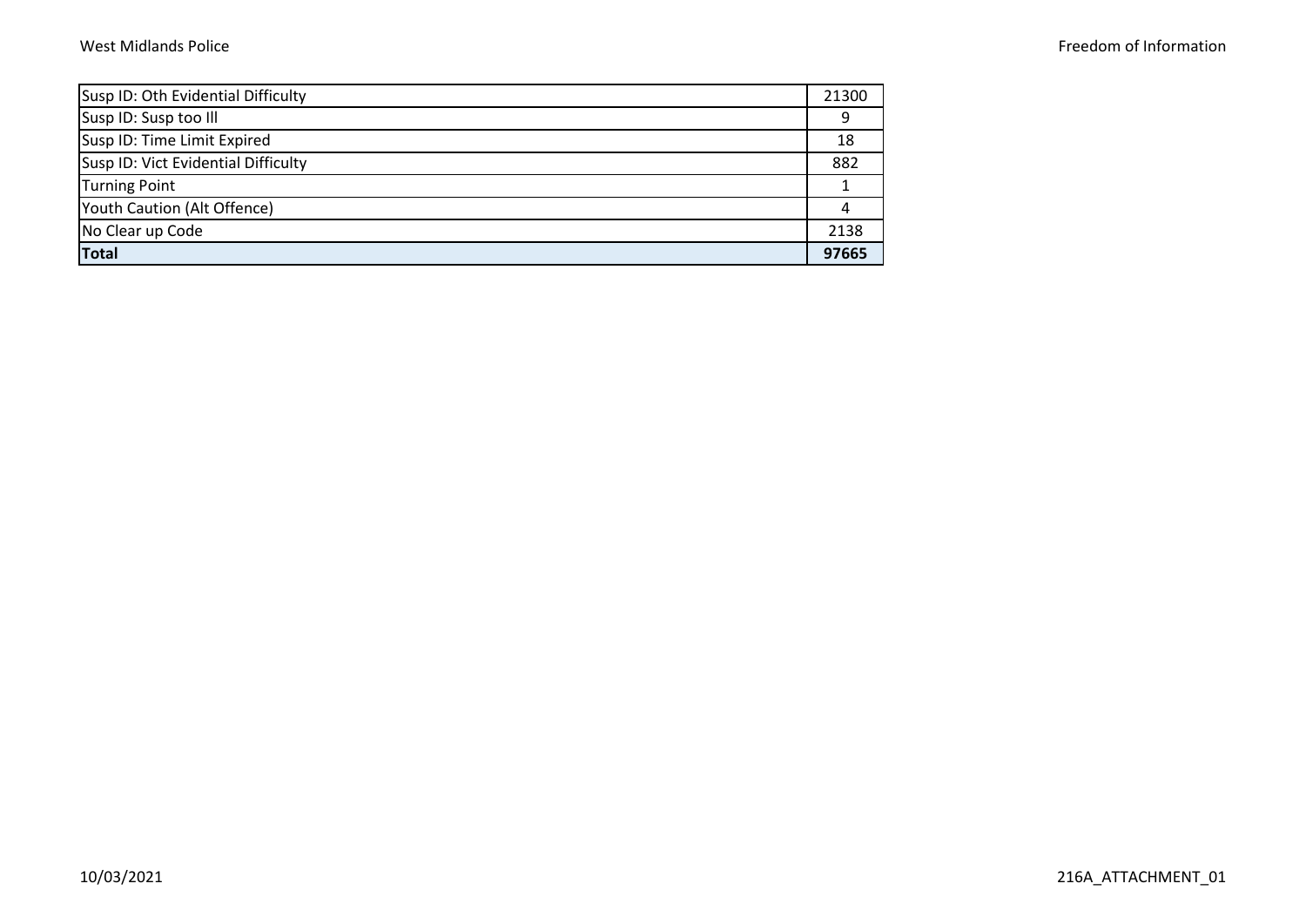| | |
|---|---|
| Susp ID: Oth Evidential Difficulty | 21300 |
| Susp ID: Susp too Ill | 9 |
| Susp ID: Time Limit Expired | 18 |
| Susp ID: Vict Evidential Difficulty | 882 |
| Turning Point | 1 |
| Youth Caution (Alt Offence) | 4 |
| No Clear up Code | 2138 |
| **Total** | **97665** |